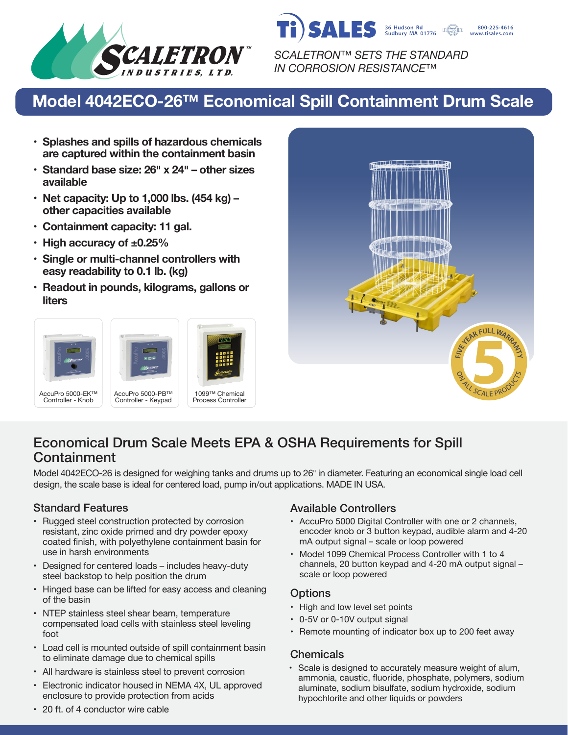SCALETRON™ INDUSTRIES, LTD.

Ti SALES — 36 Hudson Rd, Sudbury MA 01776 — 800-225-4616 — www.tisales.com

*SCALETRON™ SETS THE STANDARD IN CORROSION RESISTANCE™*

# Model 4042ECO-26™ Economical Spill Containment Drum Scale

- **Splashes and spills of hazardous chemicals are captured within the containment basin**
- **Standard base size: 26" x 24" – other sizes available**
- **Net capacity: Up to 1,000 lbs. (454 kg) – other capacities available**
- **Containment capacity: 11 gal.**
- **High accuracy of ±0.25%**
- **Single or multi-channel controllers with easy readability to 0.1 lb. (kg)**
- **Readout in pounds, kilograms, gallons or liters**

AccuPro 5000-EK™ Controller - Knob

AccuPro 5000-PB™ Controller - Keypad

1099™ Chemical Process Controller

FIVE YEAR FULL WARRANTY 5 ON ALL SCALE PRODUCTS

## Economical Drum Scale Meets EPA & OSHA Requirements for Spill Containment

Model 4042ECO-26 is designed for weighing tanks and drums up to 26" in diameter. Featuring an economical single load cell design, the scale base is ideal for centered load, pump in/out applications. MADE IN USA.

### Standard Features

- Rugged steel construction protected by corrosion resistant, zinc oxide primed and dry powder epoxy coated finish, with polyethylene containment basin for use in harsh environments
- Designed for centered loads – includes heavy-duty steel backstop to help position the drum
- Hinged base can be lifted for easy access and cleaning of the basin
- NTEP stainless steel shear beam, temperature compensated load cells with stainless steel leveling foot
- Load cell is mounted outside of spill containment basin to eliminate damage due to chemical spills
- All hardware is stainless steel to prevent corrosion
- Electronic indicator housed in NEMA 4X, UL approved enclosure to provide protection from acids
- 20 ft. of 4 conductor wire cable

### Available Controllers

- AccuPro 5000 Digital Controller with one or 2 channels, encoder knob or 3 button keypad, audible alarm and 4-20 mA output signal – scale or loop powered
- Model 1099 Chemical Process Controller with 1 to 4 channels, 20 button keypad and 4-20 mA output signal – scale or loop powered

### Options

- High and low level set points
- 0-5V or 0-10V output signal
- Remote mounting of indicator box up to 200 feet away

### Chemicals

- Scale is designed to accurately measure weight of alum, ammonia, caustic, fluoride, phosphate, polymers, sodium aluminate, sodium bisulfate, sodium hydroxide, sodium hypochlorite and other liquids or powders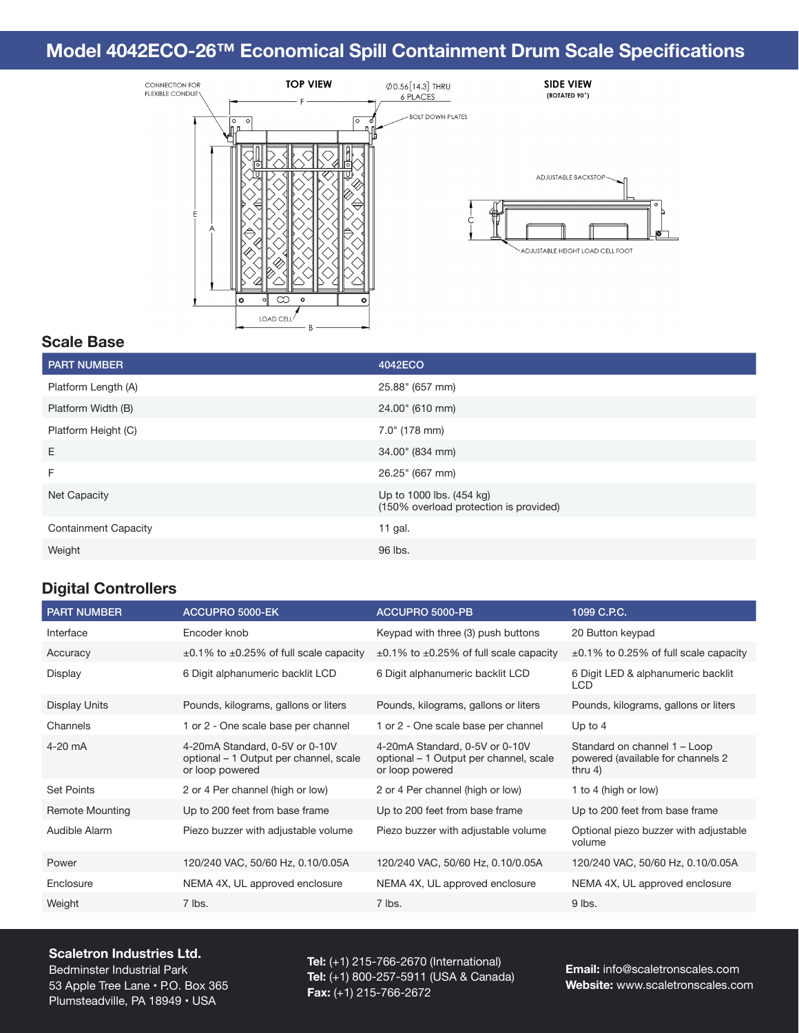# Model 4042ECO-26™ Economical Spill Containment Drum Scale Specifications

TOP VIEW

CONNECTION FOR FLEXIBLE CONDUIT

∅0.56[14.3] THRU 6 PLACES

BOLT DOWN PLATES

LOAD CELL

SIDE VIEW (ROTATED 90°)

ADJUSTABLE BACKSTOP

ADJUSTABLE HEIGHT LOAD CELL FOOT

## Scale Base

| PART NUMBER | 4042ECO |
|---|---|
| Platform Length (A) | 25.88" (657 mm) |
| Platform Width (B) | 24.00" (610 mm) |
| Platform Height (C) | 7.0" (178 mm) |
| E | 34.00" (834 mm) |
| F | 26.25" (667 mm) |
| Net Capacity | Up to 1000 lbs. (454 kg) (150% overload protection is provided) |
| Containment Capacity | 11 gal. |
| Weight | 96 lbs. |

## Digital Controllers

| PART NUMBER | ACCUPRO 5000-EK | ACCUPRO 5000-PB | 1099 C.P.C. |
|---|---|---|---|
| Interface | Encoder knob | Keypad with three (3) push buttons | 20 Button keypad |
| Accuracy | ±0.1% to ±0.25% of full scale capacity | ±0.1% to ±0.25% of full scale capacity | ±0.1% to 0.25% of full scale capacity |
| Display | 6 Digit alphanumeric backlit LCD | 6 Digit alphanumeric backlit LCD | 6 Digit LED & alphanumeric backlit LCD |
| Display Units | Pounds, kilograms, gallons or liters | Pounds, kilograms, gallons or liters | Pounds, kilograms, gallons or liters |
| Channels | 1 or 2 - One scale base per channel | 1 or 2 - One scale base per channel | Up to 4 |
| 4-20 mA | 4-20mA Standard, 0-5V or 0-10V optional – 1 Output per channel, scale or loop powered | 4-20mA Standard, 0-5V or 0-10V optional – 1 Output per channel, scale or loop powered | Standard on channel 1 – Loop powered (available for channels 2 thru 4) |
| Set Points | 2 or 4 Per channel (high or low) | 2 or 4 Per channel (high or low) | 1 to 4 (high or low) |
| Remote Mounting | Up to 200 feet from base frame | Up to 200 feet from base frame | Up to 200 feet from base frame |
| Audible Alarm | Piezo buzzer with adjustable volume | Piezo buzzer with adjustable volume | Optional piezo buzzer with adjustable volume |
| Power | 120/240 VAC, 50/60 Hz, 0.10/0.05A | 120/240 VAC, 50/60 Hz, 0.10/0.05A | 120/240 VAC, 50/60 Hz, 0.10/0.05A |
| Enclosure | NEMA 4X, UL approved enclosure | NEMA 4X, UL approved enclosure | NEMA 4X, UL approved enclosure |
| Weight | 7 lbs. | 7 lbs. | 9 lbs. |

**Scaletron Industries Ltd.**
Bedminster Industrial Park
53 Apple Tree Lane • P.O. Box 365
Plumsteadville, PA 18949 • USA

**Tel:** (+1) 215-766-2670 (International)
**Tel:** (+1) 800-257-5911 (USA & Canada)
**Fax:** (+1) 215-766-2672

**Email:** info@scaletronscales.com
**Website:** www.scaletronscales.com